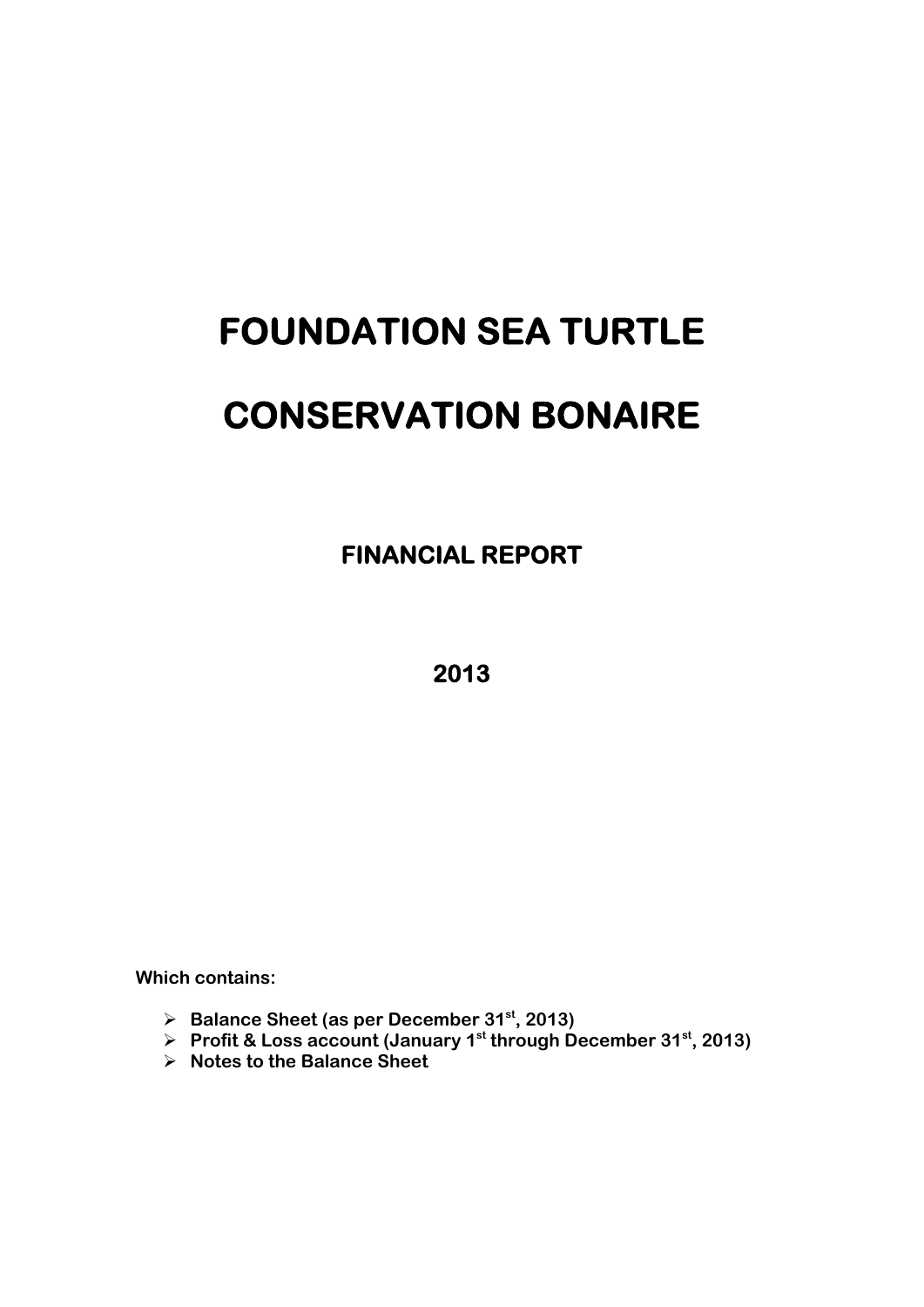# FOUNDATION SEA TURTLE

# CONSERVATION BONAIRE

## FINANCIAL REPORT

## 2013

**Which contains:**

- **Balance Sheet (as per December 31st, 2013)**
- **Profit & Loss account (January 1st through December 31st, 2013)**
- **Notes to the Balance Sheet**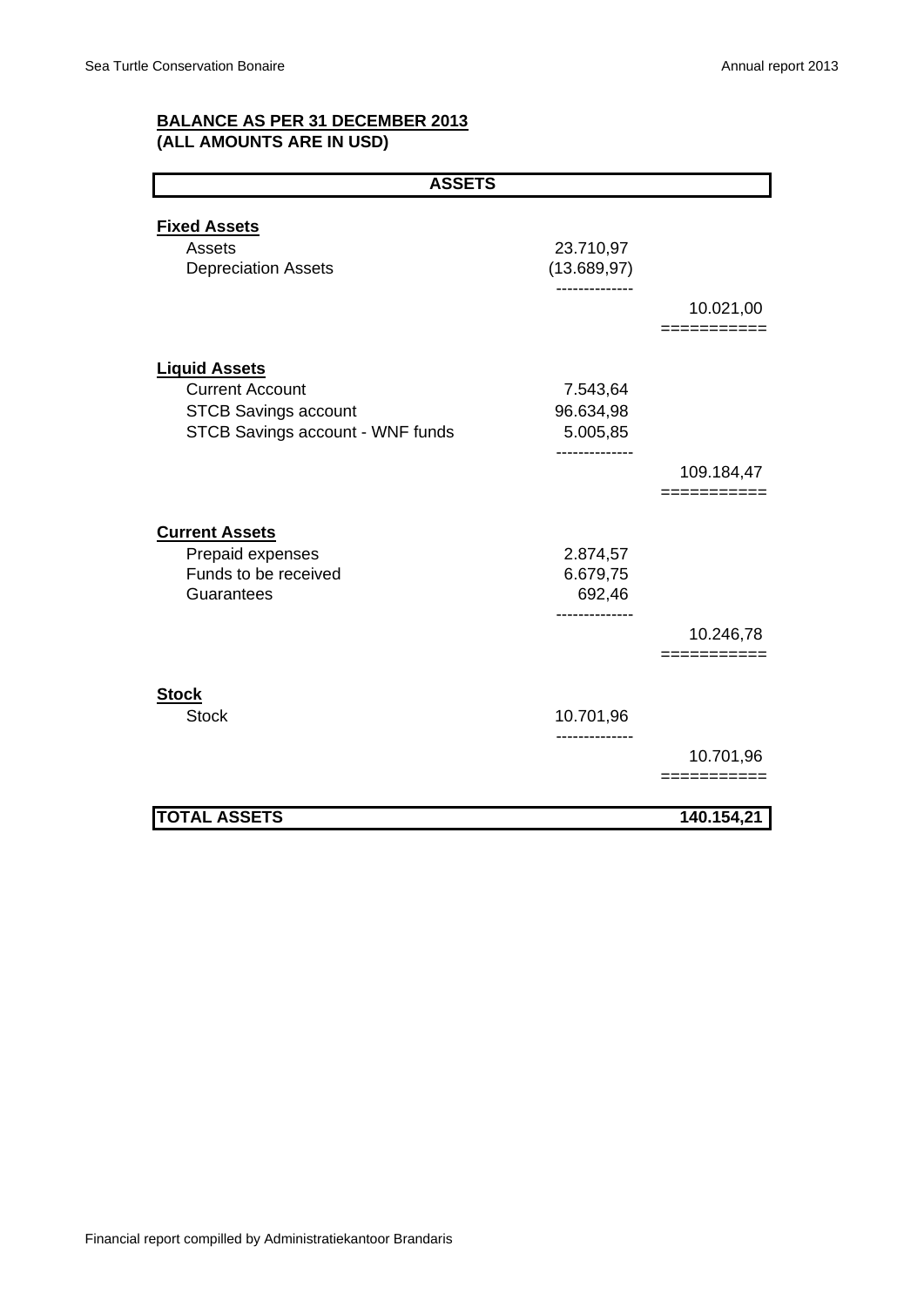**BALANCE AS PER 31 DECEMBER 2013**
**(ALL AMOUNTS ARE IN USD)**

| **ASSETS** | | |
|---|---|---|
| **Fixed Assets** | | |
| Assets | 23.710,97 | |
| Depreciation Assets | (13.689,97) | |
| | | 10.021,00 |
| **Liquid Assets** | | |
| Current Account | 7.543,64 | |
| STCB Savings account | 96.634,98 | |
| STCB Savings account - WNF funds | 5.005,85 | |
| | | 109.184,47 |
| **Current Assets** | | |
| Prepaid expenses | 2.874,57 | |
| Funds to be received | 6.679,75 | |
| Guarantees | 692,46 | |
| | | 10.246,78 |
| **Stock** | | |
| Stock | 10.701,96 | |
| | | 10.701,96 |
| **TOTAL ASSETS** | | **140.154,21** |

Financial report compilled by Administratiekantoor Brandaris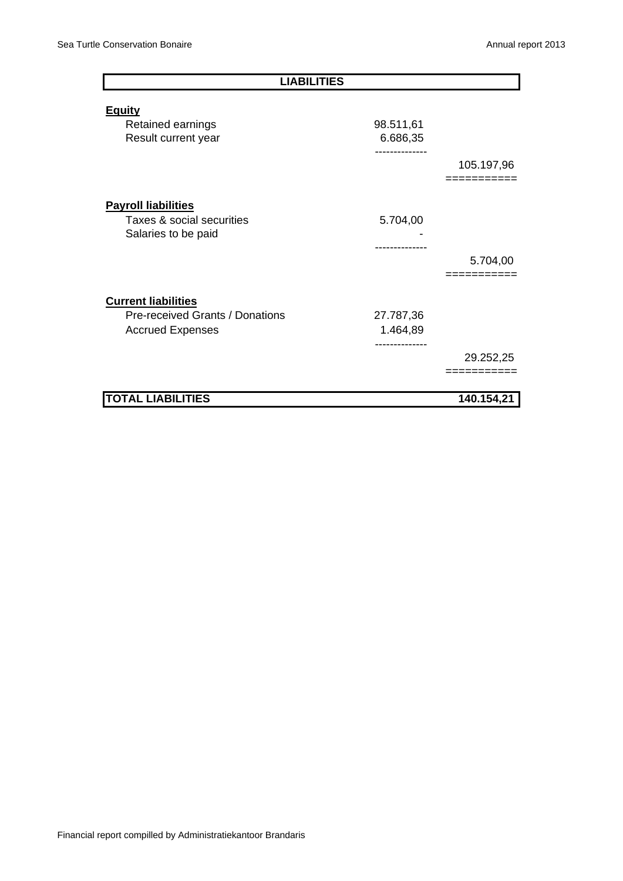| **LIABILITIES** | | |
|---|---|---|
| **Equity** | | |
| Retained earnings | 98.511,61 | |
| Result current year | 6.686,35 | |
| | | 105.197,96 |
| **Payroll liabilities** | | |
| Taxes & social securities | 5.704,00 | |
| Salaries to be paid | - | |
| | | 5.704,00 |
| **Current liabilities** | | |
| Pre-received Grants / Donations | 27.787,36 | |
| Accrued Expenses | 1.464,89 | |
| | | 29.252,25 |
| **TOTAL LIABILITIES** | | **140.154,21** |

Financial report compilled by Administratiekantoor Brandaris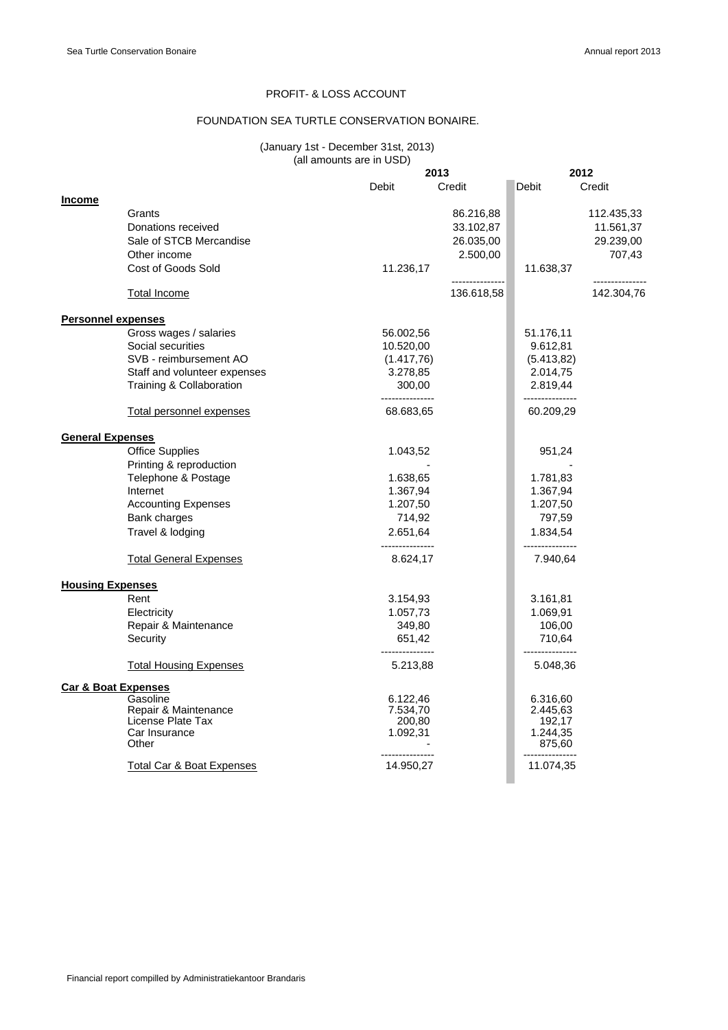# PROFIT- & LOSS ACCOUNT

## FOUNDATION SEA TURTLE CONSERVATION BONAIRE.

(January 1st - December 31st, 2013)
(all amounts are in USD)

| | 2013 | | 2012 | |
|---|---|---|---|---|
| | Debit | Credit | Debit | Credit |
| **Income** | | | | |
| Grants | | 86.216,88 | | 112.435,33 |
| Donations received | | 33.102,87 | | 11.561,37 |
| Sale of STCB Mercandise | | 26.035,00 | | 29.239,00 |
| Other income | | 2.500,00 | | 707,43 |
| Cost of Goods Sold | 11.236,17 | | 11.638,37 | |
| Total Income | | 136.618,58 | | 142.304,76 |
| **Personnel expenses** | | | | |
| Gross wages / salaries | 56.002,56 | | 51.176,11 | |
| Social securities | 10.520,00 | | 9.612,81 | |
| SVB - reimbursement AO | (1.417,76) | | (5.413,82) | |
| Staff and volunteer expenses | 3.278,85 | | 2.014,75 | |
| Training & Collaboration | 300,00 | | 2.819,44 | |
| Total personnel expenses | 68.683,65 | | 60.209,29 | |
| **General Expenses** | | | | |
| Office Supplies | 1.043,52 | | 951,24 | |
| Printing & reproduction | - | | - | |
| Telephone & Postage | 1.638,65 | | 1.781,83 | |
| Internet | 1.367,94 | | 1.367,94 | |
| Accounting Expenses | 1.207,50 | | 1.207,50 | |
| Bank charges | 714,92 | | 797,59 | |
| Travel & lodging | 2.651,64 | | 1.834,54 | |
| Total General Expenses | 8.624,17 | | 7.940,64 | |
| **Housing Expenses** | | | | |
| Rent | 3.154,93 | | 3.161,81 | |
| Electricity | 1.057,73 | | 1.069,91 | |
| Repair & Maintenance | 349,80 | | 106,00 | |
| Security | 651,42 | | 710,64 | |
| Total Housing Expenses | 5.213,88 | | 5.048,36 | |
| **Car & Boat Expenses** | | | | |
| Gasoline | 6.122,46 | | 6.316,60 | |
| Repair & Maintenance | 7.534,70 | | 2.445,63 | |
| License Plate Tax | 200,80 | | 192,17 | |
| Car Insurance | 1.092,31 | | 1.244,35 | |
| Other | - | | 875,60 | |
| Total Car & Boat Expenses | 14.950,27 | | 11.074,35 | |

Financial report compilled by Administratiekantoor Brandaris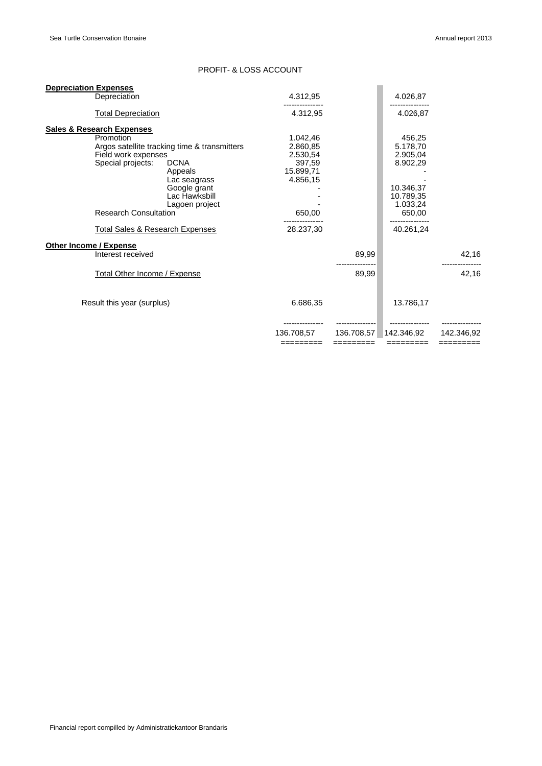# PROFIT- & LOSS ACCOUNT

| | | | | |
|---|---|---|---|---|
| **Depreciation Expenses** | | | | |
| Depreciation | 4.312,95 | | 4.026,87 | |
| Total Depreciation | 4.312,95 | | 4.026,87 | |
| **Sales & Research Expenses** | | | | |
| Promotion | 1.042,46 | | 456,25 | |
| Argos satellite tracking time & transmitters | 2.860,85 | | 5.178,70 | |
| Field work expenses | 2.530,54 | | 2.905,04 | |
| Special projects: DCNA | 397,59 | | 8.902,29 | |
| Appeals | 15.899,71 | | - | |
| Lac seagrass | 4.856,15 | | - | |
| Google grant | - | | 10.346,37 | |
| Lac Hawksbill | - | | 10.789,35 | |
| Lagoen project | - | | 1.033,24 | |
| Research Consultation | 650,00 | | 650,00 | |
| Total Sales & Research Expenses | 28.237,30 | | 40.261,24 | |
| **Other Income / Expense** | | | | |
| Interest received | | 89,99 | | 42,16 |
| Total Other Income / Expense | | 89,99 | | 42,16 |
| Result this year (surplus) | 6.686,35 | | 13.786,17 | |
| | 136.708,57 | 136.708,57 | 142.346,92 | 142.346,92 |

Financial report compilled by Administratiekantoor Brandaris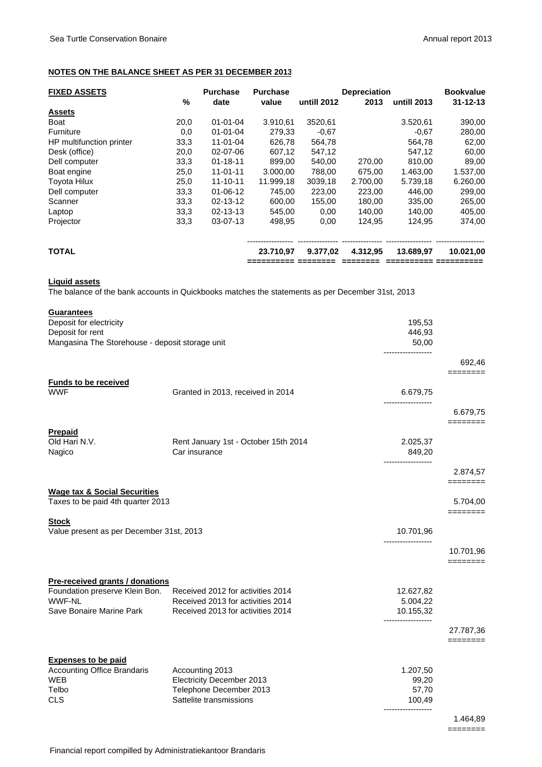## NOTES ON THE BALANCE SHEET AS PER 31 DECEMBER 2013

| FIXED ASSETS | % | Purchase date | Purchase value | Depreciation untill 2012 | Depreciation 2013 | Depreciation untill 2013 | Bookvalue 31-12-13 |
|---|---|---|---|---|---|---|---|
| **Assets** | | | | | | | |
| Boat | 20,0 | 01-01-04 | 3.910,61 | 3520,61 | | 3.520,61 | 390,00 |
| Furniture | 0,0 | 01-01-04 | 279,33 | -0,67 | | -0,67 | 280,00 |
| HP multifunction printer | 33,3 | 11-01-04 | 626,78 | 564,78 | | 564,78 | 62,00 |
| Desk (office) | 20,0 | 02-07-06 | 607,12 | 547,12 | | 547,12 | 60,00 |
| Dell computer | 33,3 | 01-18-11 | 899,00 | 540,00 | 270,00 | 810,00 | 89,00 |
| Boat engine | 25,0 | 11-01-11 | 3.000,00 | 788,00 | 675,00 | 1.463,00 | 1.537,00 |
| Toyota Hilux | 25,0 | 11-10-11 | 11.999,18 | 3039,18 | 2.700,00 | 5.739,18 | 6.260,00 |
| Dell computer | 33,3 | 01-06-12 | 745,00 | 223,00 | 223,00 | 446,00 | 299,00 |
| Scanner | 33,3 | 02-13-12 | 600,00 | 155,00 | 180,00 | 335,00 | 265,00 |
| Laptop | 33,3 | 02-13-13 | 545,00 | 0,00 | 140,00 | 140,00 | 405,00 |
| Projector | 33,3 | 03-07-13 | 498,95 | 0,00 | 124,95 | 124,95 | 374,00 |
| **TOTAL** | | | **23.710,97** | **9.377,02** | **4.312,95** | **13.689,97** | **10.021,00** |

**Liquid assets**

The balance of the bank accounts in Quickbooks matches the statements as per December 31st, 2013

**Guarantees**

| | | | |
|---|---|---|---|
| Deposit for electricity | | 195,53 | |
| Deposit for rent | | 446,93 | |
| Mangasina The Storehouse - deposit storage unit | | 50,00 | |
| | | | 692,46 |

**Funds to be received**

| | | | |
|---|---|---|---|
| WWF | Granted in 2013, received in 2014 | 6.679,75 | |
| | | | 6.679,75 |

**Prepaid**

| | | | |
|---|---|---|---|
| Old Hari N.V. | Rent January 1st - October 15th 2014 | 2.025,37 | |
| Nagico | Car insurance | 849,20 | |
| | | | 2.874,57 |

**Wage tax & Social Securities**

| | |
|---|---|
| Taxes to be paid 4th quarter 2013 | 5.704,00 |

**Stock**

| | | |
|---|---|---|
| Value present as per December 31st, 2013 | 10.701,96 | |
| | | 10.701,96 |

**Pre-received grants / donations**

| | | | |
|---|---|---|---|
| Foundation preserve Klein Bon. | Received 2012 for activities 2014 | 12.627,82 | |
| WWF-NL | Received 2013 for activities 2014 | 5.004,22 | |
| Save Bonaire Marine Park | Received 2013 for activities 2014 | 10.155,32 | |
| | | | 27.787,36 |

**Expenses to be paid**

| | | | |
|---|---|---|---|
| Accounting Office Brandaris | Accounting 2013 | 1.207,50 | |
| WEB | Electricity December 2013 | 99,20 | |
| Telbo | Telephone December 2013 | 57,70 | |
| CLS | Sattelite transmissions | 100,49 | |
| | | | 1.464,89 |